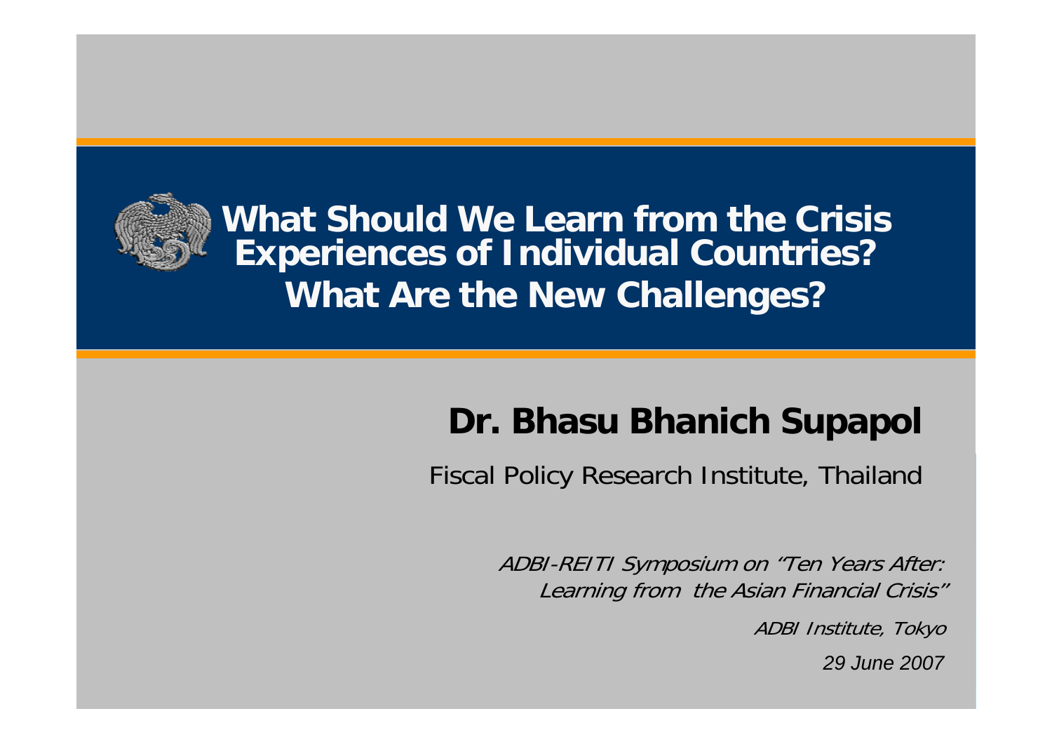# What Should We Learn from the Crisis Experiences of Individual Countries? What Are the New Challenges?

## Dr. Bhasu Bhanich Supapol

Fiscal Policy Research Institute, Thailand

*ADBI-REITI Symposium on "Ten Years After: Learning from the Asian Financial Crisis"*

*ADBI Institute, Tokyo*

*29 June 2007*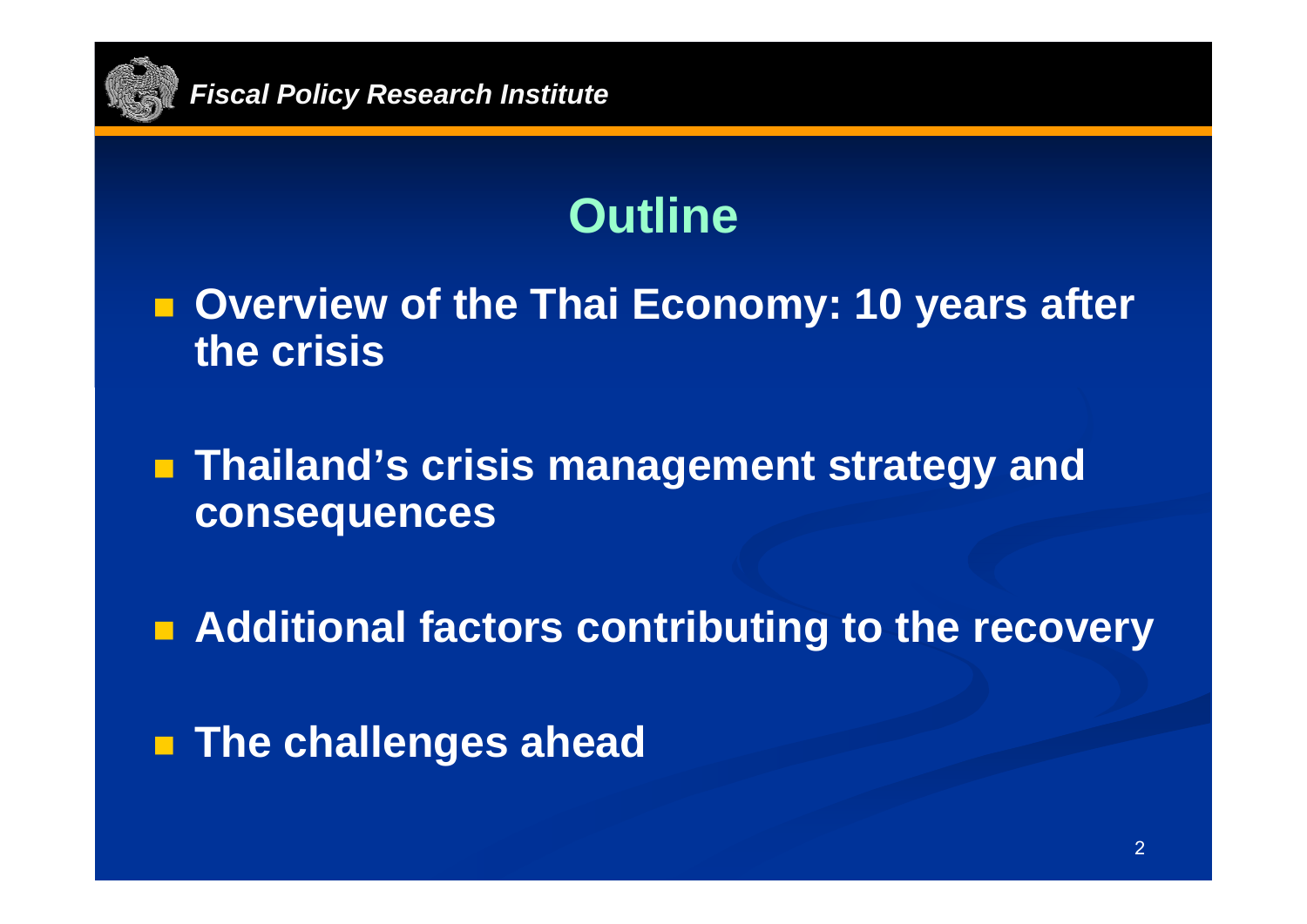# Outline

- **Overview of the Thai Economy: 10 years after the crisis**
- **Thailand's crisis management strategy and consequences**
- **Additional factors contributing to the recovery**
- **The challenges ahead**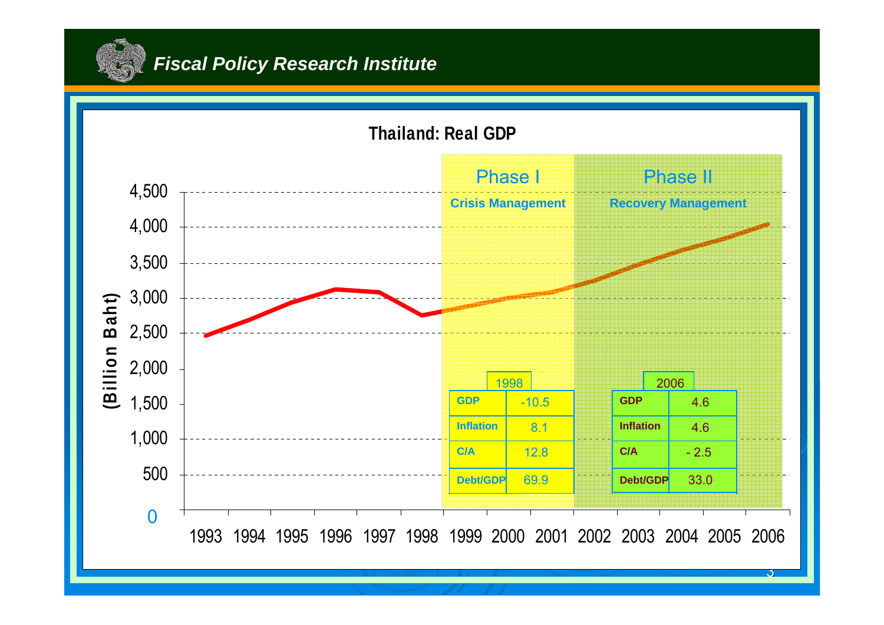## Thailand: Real GDP

**Phase I** — Crisis Management

**Phase II** — Recovery Management

| 1998 | |
|---|---|
| GDP | -10.5 |
| Inflation | 8.1 |
| C/A | 12.8 |
| Debt/GDP | 69.9 |

| 2006 | |
|---|---|
| GDP | 4.6 |
| Inflation | 4.6 |
| C/A | - 2.5 |
| Debt/GDP | 33.0 |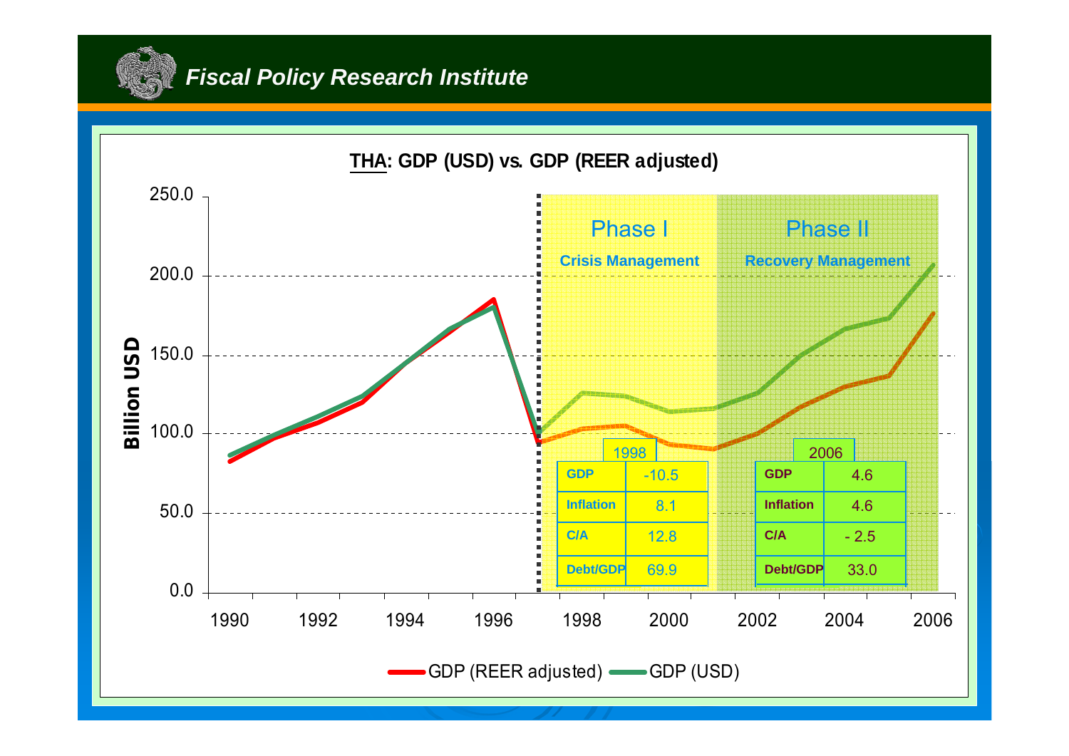## THA: GDP (USD) vs. GDP (REER adjusted)

Billion USD

Phase I — Crisis Management

Phase II — Recovery Management

| 1998 | |
|---|---|
| GDP | -10.5 |
| Inflation | 8.1 |
| C/A | 12.8 |
| Debt/GDP | 69.9 |

| 2006 | |
|---|---|
| GDP | 4.6 |
| Inflation | 4.6 |
| C/A | - 2.5 |
| Debt/GDP | 33.0 |

Legend: GDP (REER adjusted), GDP (USD)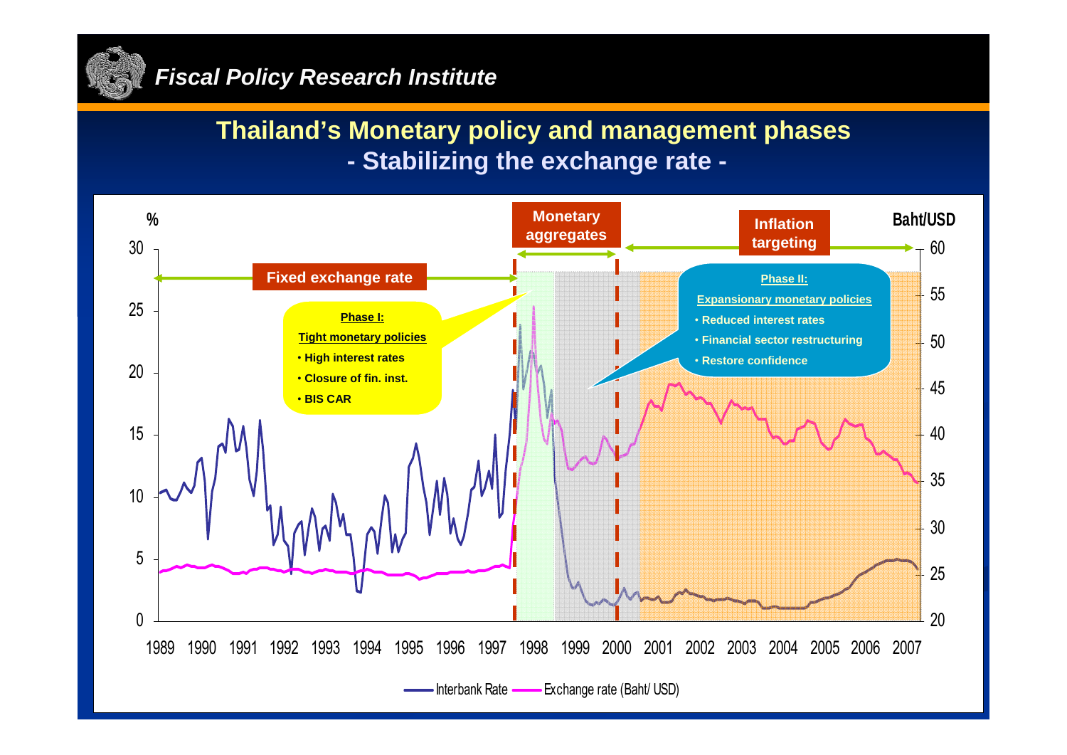## Thailand's Monetary policy and management phases
### - Stabilizing the exchange rate -

%

Baht/USD

Fixed exchange rate

Monetary aggregates

Inflation targeting

**Phase I:**

**Tight monetary policies**

- High interest rates
- Closure of fin. inst.
- BIS CAR

**Phase II:**

**Expansionary monetary policies**

- Reduced interest rates
- Financial sector restructuring
- Restore confidence

Interbank Rate — Exchange rate (Baht/ USD)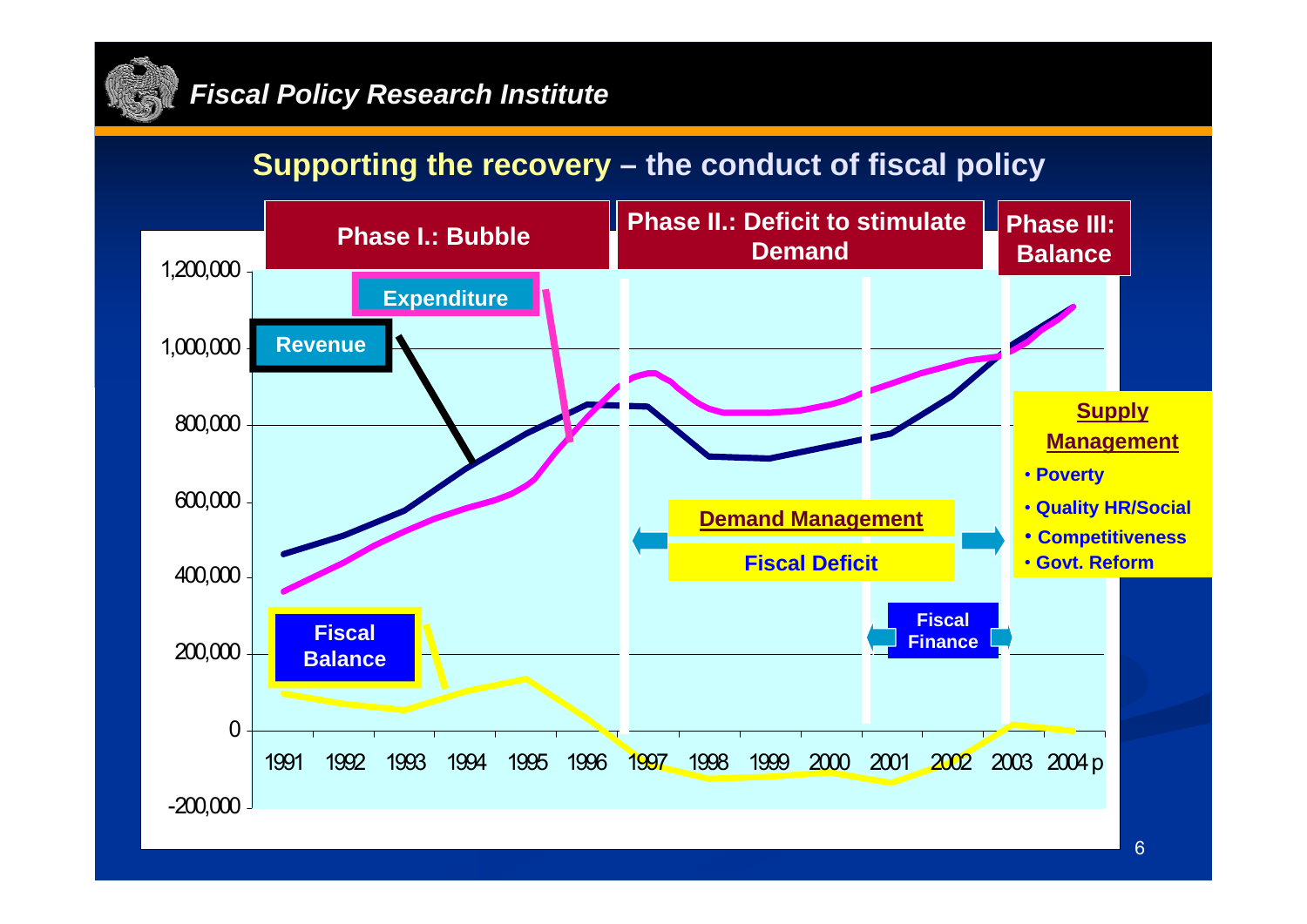## Supporting the recovery – the conduct of fiscal policy

**Phase I.: Bubble** | **Phase II.: Deficit to stimulate Demand** | **Phase III: Balance**

Expenditure

Revenue

Fiscal Balance

1,200,000
1,000,000
800,000
600,000
400,000
200,000
0
-200,000

1991 1992 1993 1994 1995 1996 1997 1998 1999 2000 2001 2002 2003 2004 p

**Demand Management**

**Fiscal Deficit**

**Fiscal Finance**

**Supply Management**

- Poverty
- Quality HR/Social
- Competitiveness
- Govt. Reform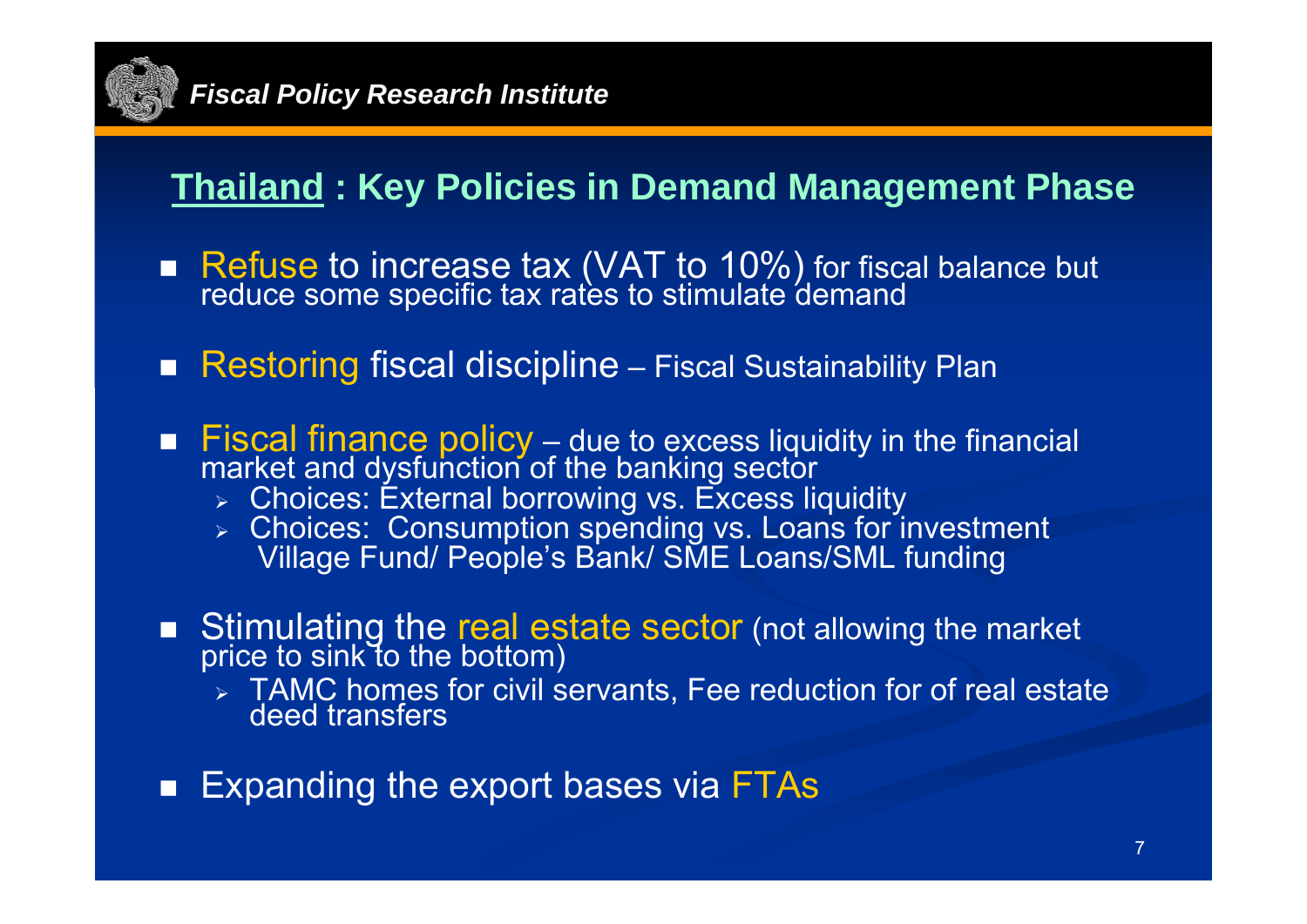## Thailand : Key Policies in Demand Management Phase

- Refuse to increase tax (VAT to 10%) for fiscal balance but reduce some specific tax rates to stimulate demand
- Restoring fiscal discipline – Fiscal Sustainability Plan
- Fiscal finance policy – due to excess liquidity in the financial market and dysfunction of the banking sector
  - Choices: External borrowing vs. Excess liquidity
  - Choices: Consumption spending vs. Loans for investment Village Fund/ People's Bank/ SME Loans/SML funding
- Stimulating the real estate sector (not allowing the market price to sink to the bottom)
  - TAMC homes for civil servants, Fee reduction for of real estate deed transfers
- Expanding the export bases via FTAs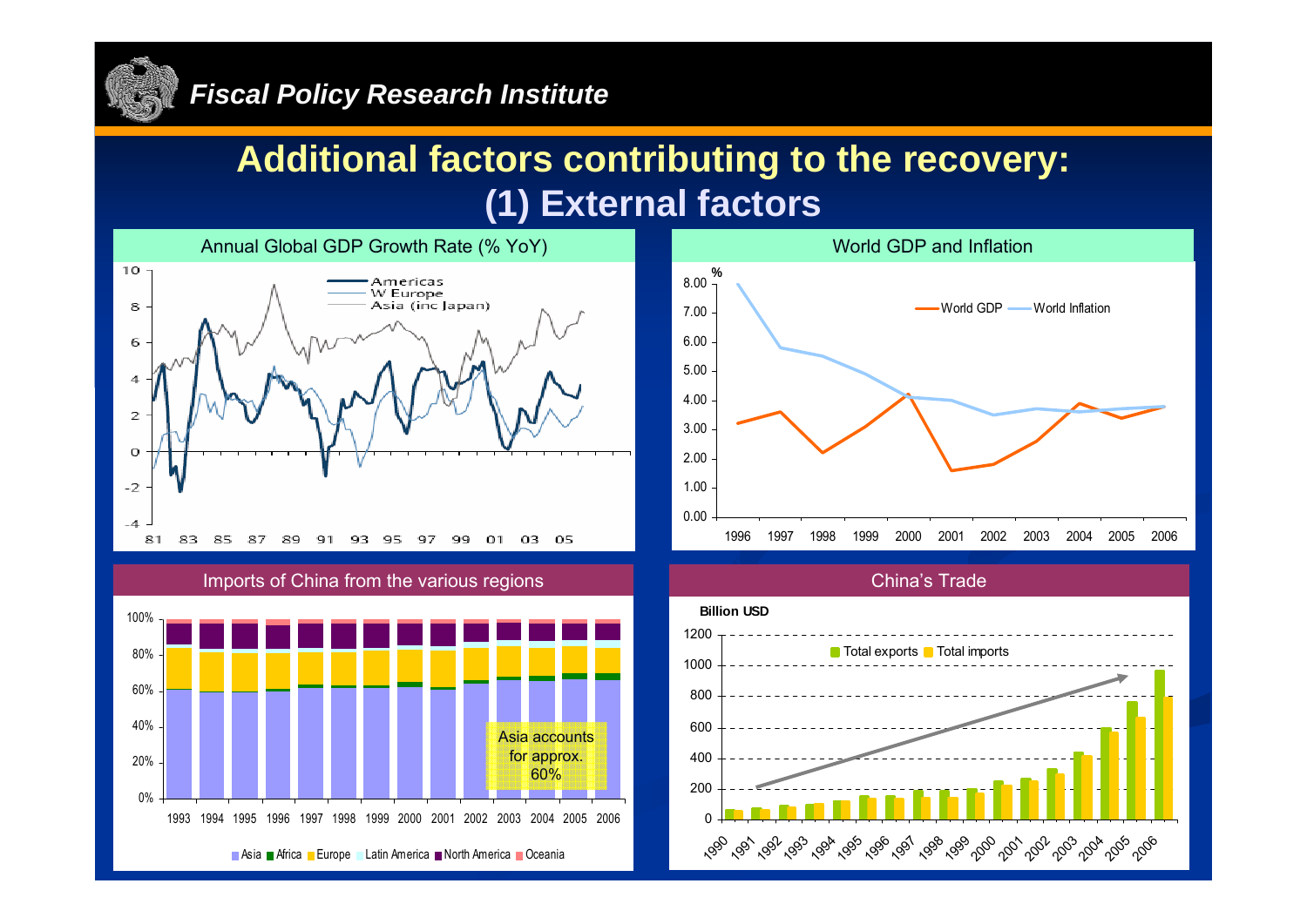# Additional factors contributing to the recovery:
## (1) External factors

**Annual Global GDP Growth Rate (% YoY)**

Americas, W Europe, Asia (inc Japan)

**World GDP and Inflation**

World GDP, World Inflation

**Imports of China from the various regions**

Asia accounts for approx. 60%

Asia, Africa, Europe, Latin America, North America, Oceania

**China's Trade**

Billion USD

Total exports, Total imports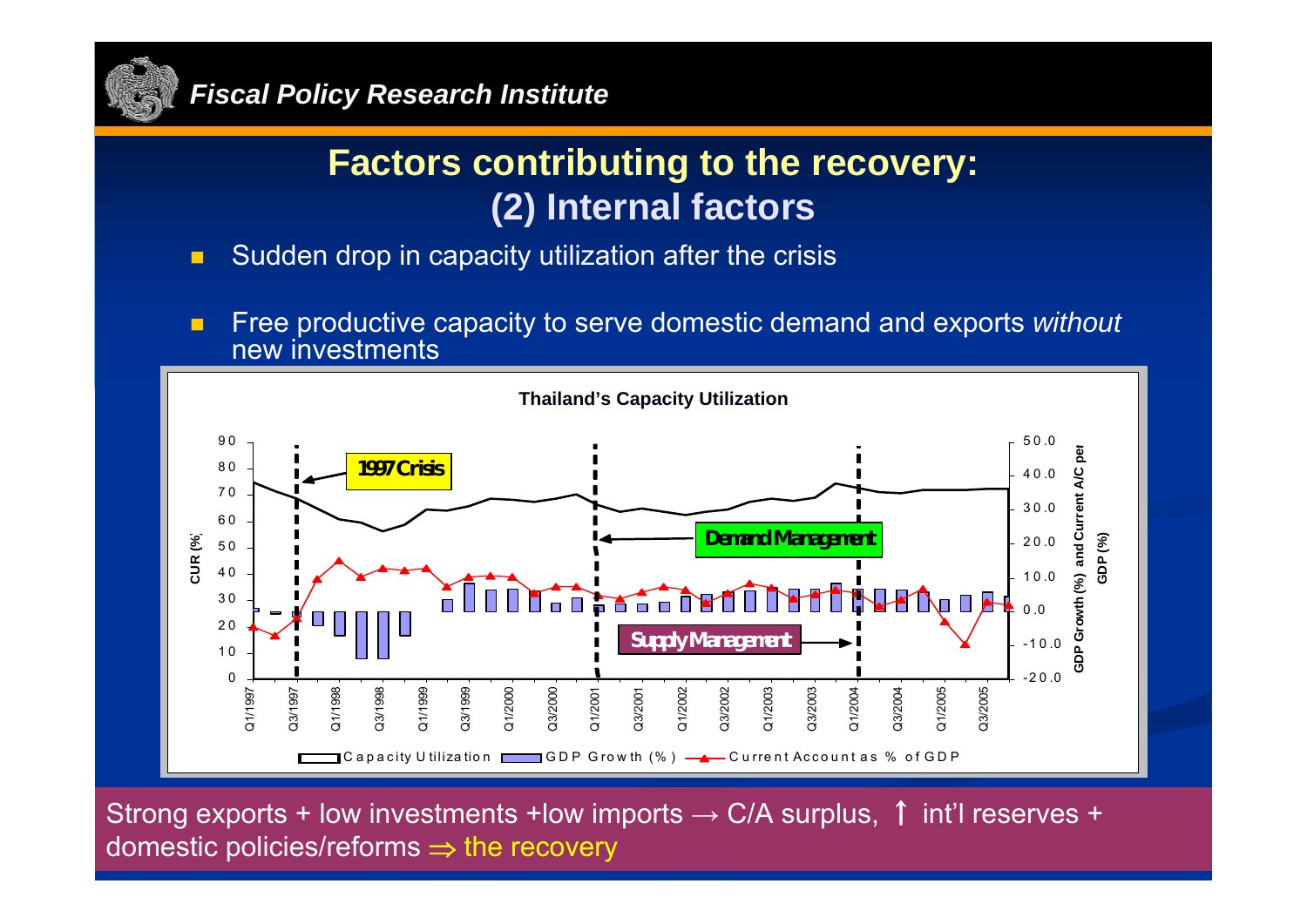# Factors contributing to the recovery: (2) Internal factors

- Sudden drop in capacity utilization after the crisis
- Free productive capacity to serve domestic demand and exports *without* new investments

**Thailand's Capacity Utilization**

1997 Crisis

Demand Management

Supply Management

Capacity Utilization | GDP Growth (%) | Current Account as % of GDP

CUR (%) ; GDP Growth (%) and Current A/C per GDP (%)

Q1/1997, Q3/1997, Q1/1998, Q3/1998, Q1/1999, Q3/1999, Q1/2000, Q3/2000, Q1/2001, Q3/2001, Q1/2002, Q3/2002, Q1/2003, Q3/2003, Q1/2004, Q3/2004, Q1/2005, Q3/2005

Strong exports + low investments +low imports → C/A surplus, ↑ int'l reserves + domestic policies/reforms ⇒ the recovery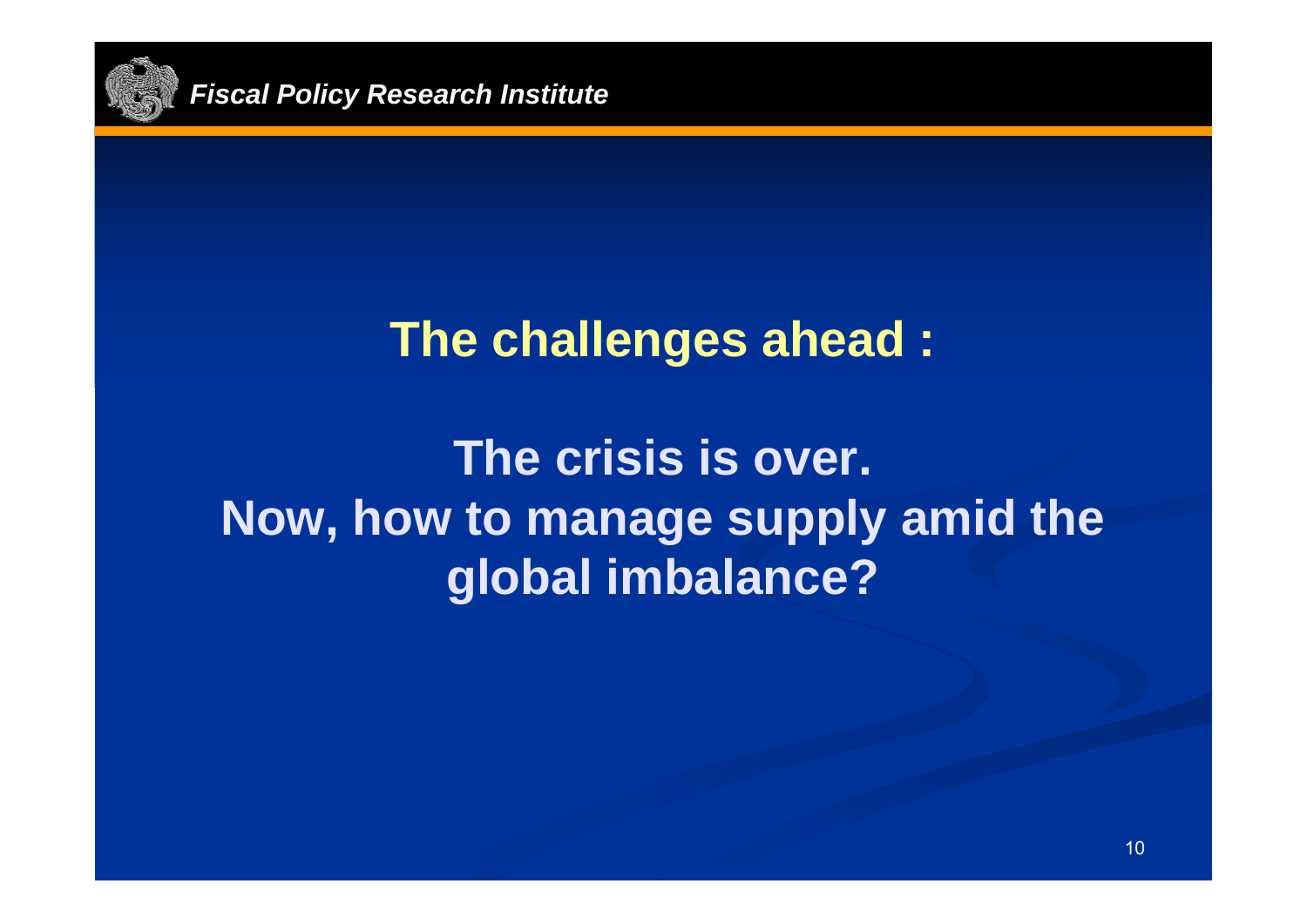## The challenges ahead :

**The crisis is over.**
**Now, how to manage supply amid the global imbalance?**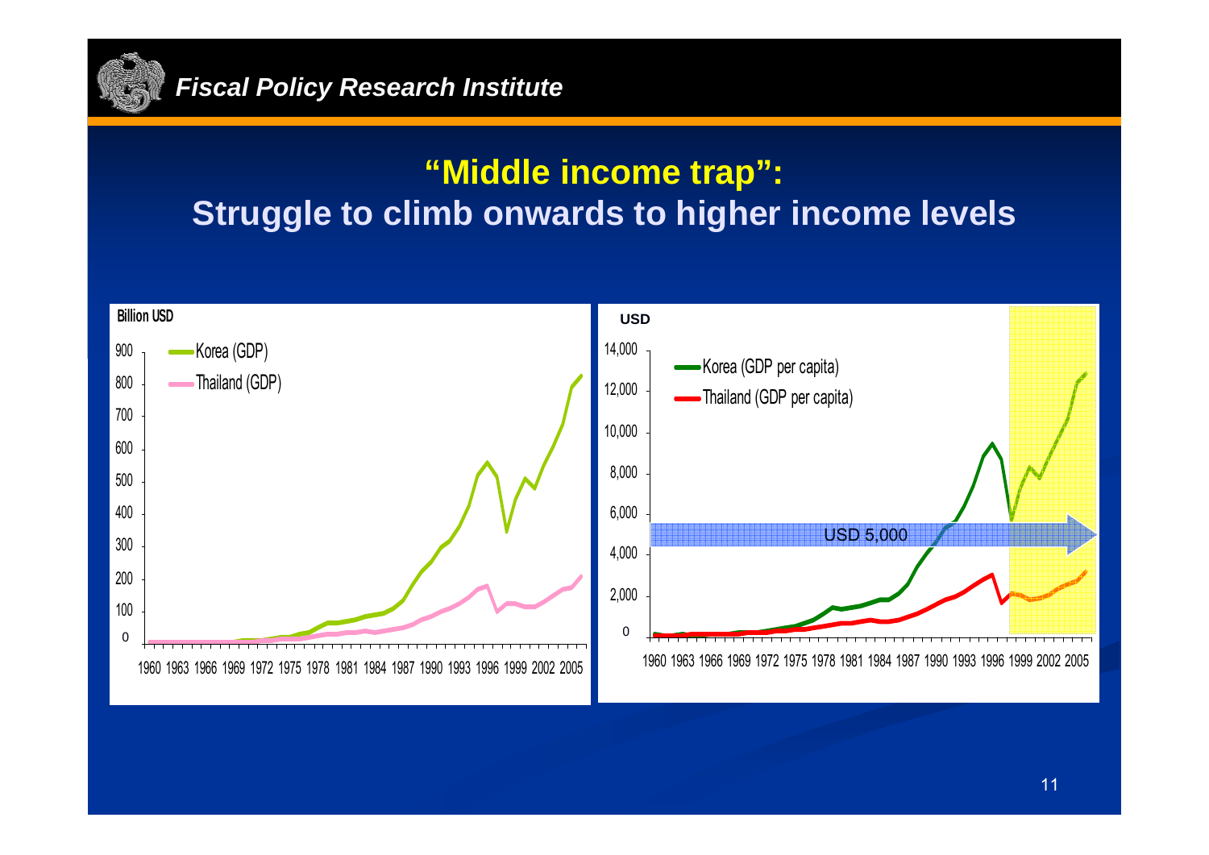# "Middle income trap": Struggle to climb onwards to higher income levels

Billion USD

- Korea (GDP)
- Thailand (GDP)

USD

- Korea (GDP per capita)
- Thailand (GDP per capita)

USD 5,000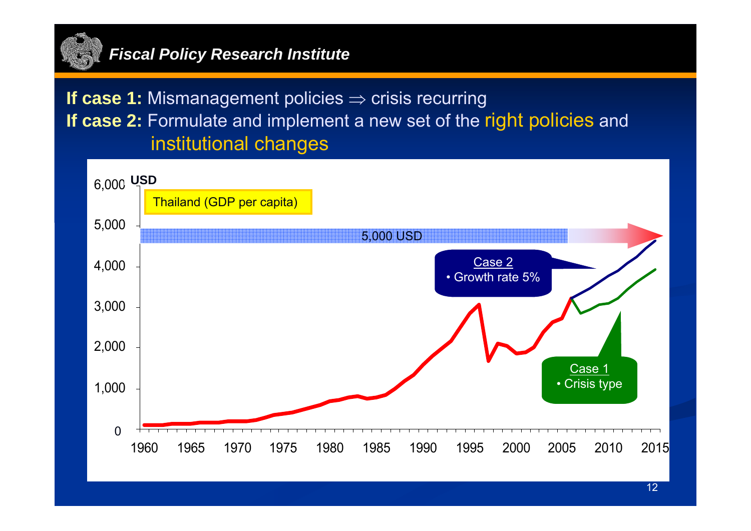**If case 1:** Mismanagement policies ⇒ crisis recurring

**If case 2:** Formulate and implement a new set of the right policies and institutional changes

USD

Thailand (GDP per capita)

5,000 USD

Case 2
• Growth rate 5%

Case 1
• Crisis type

6,000
5,000
4,000
3,000
2,000
1,000
0

1960 1965 1970 1975 1980 1985 1990 1995 2000 2005 2010 2015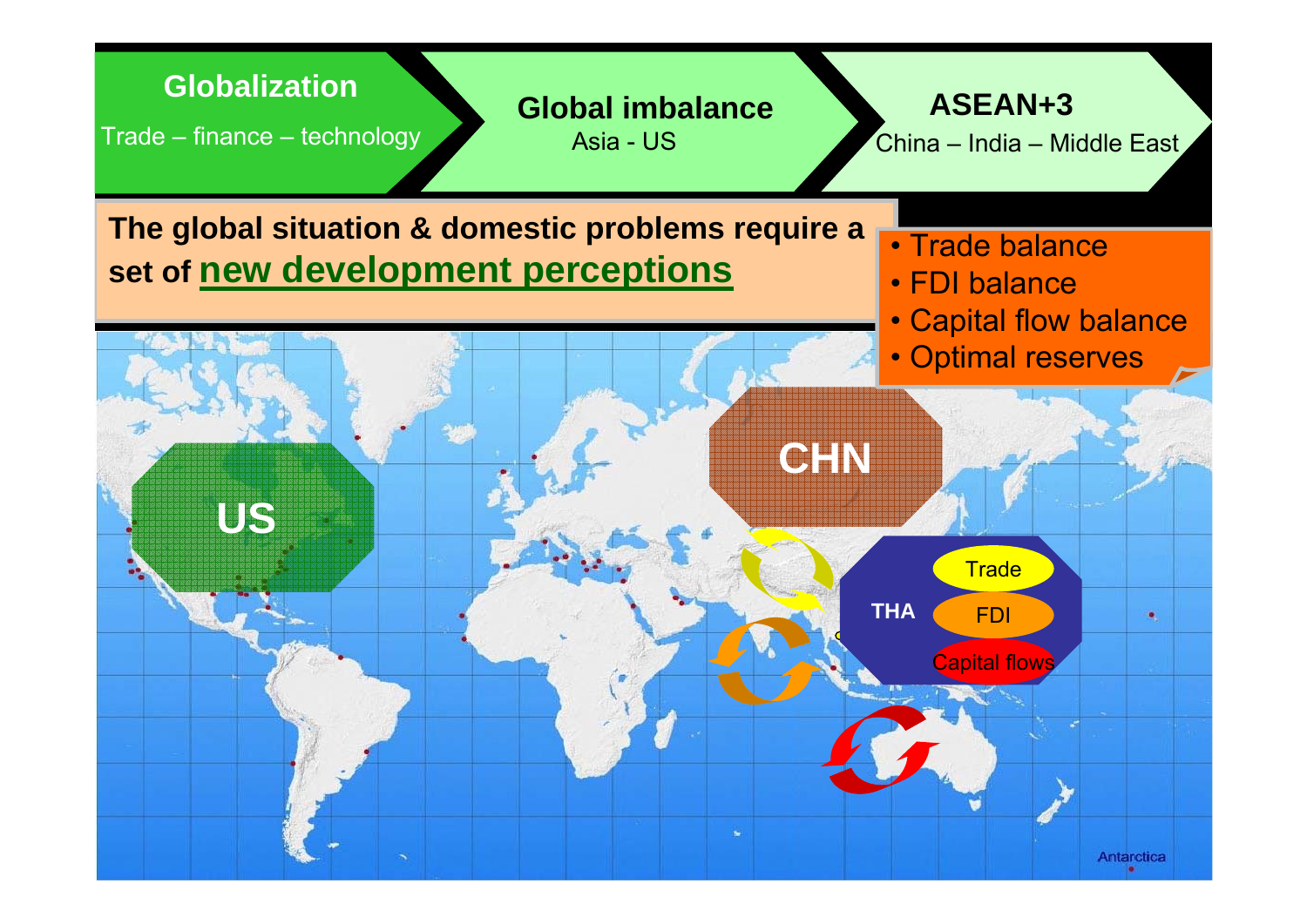**Globalization**

Trade – finance – technology

**Global imbalance**

Asia - US

**ASEAN+3**

China – India – Middle East

**The global situation & domestic problems require a set of new development perceptions**

- Trade balance
- FDI balance
- Capital flow balance
- Optimal reserves

US

CHN

THA

Trade

FDI

Capital flows

Antarctica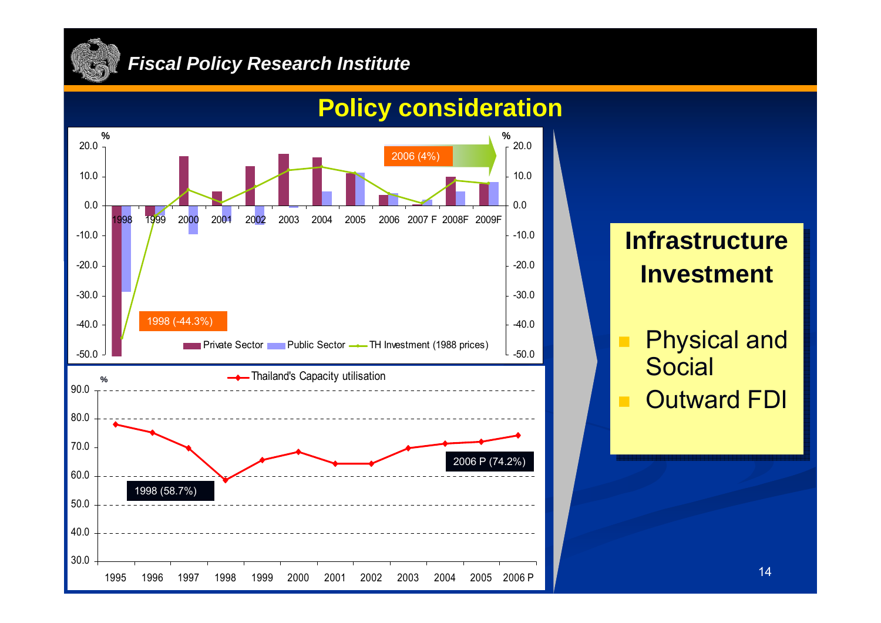# Policy consideration

%

Private Sector | Public Sector | TH Investment (1988 prices)

2006 (4%)

1998 (-44.3%)

Thailand's Capacity utilisation

1998 (58.7%)

2006 P (74.2%)

## Infrastructure Investment

- Physical and Social
- Outward FDI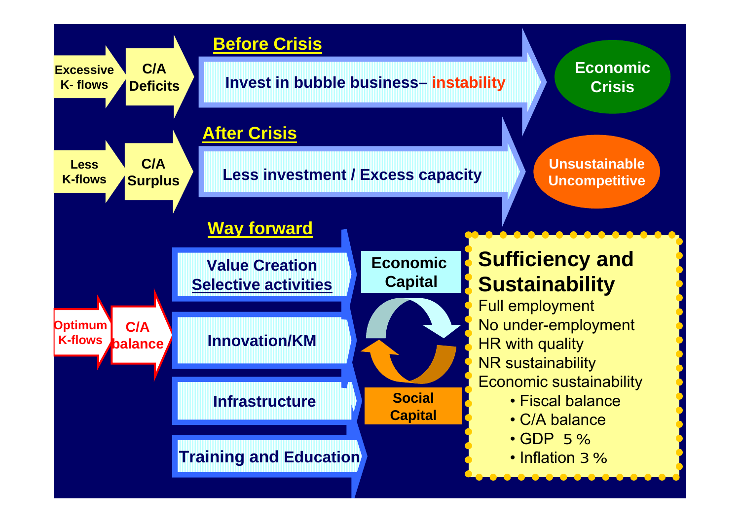Excessive K- flows

C/A Deficits

## Before Crisis

Invest in bubble business– instability

Economic Crisis

Less K-flows

C/A Surplus

## After Crisis

Less investment / Excess capacity

Unsustainable Uncompetitive

## Way forward

Optimum K-flows

C/A balance

Value Creation
Selective activities

Innovation/KM

Infrastructure

Training and Education

Economic Capital

Social Capital

### Sufficiency and Sustainability

Full employment
No under-employment
HR with quality
NR sustainability
Economic sustainability

- Fiscal balance
- C/A balance
- GDP 5 %
- Inflation 3 %